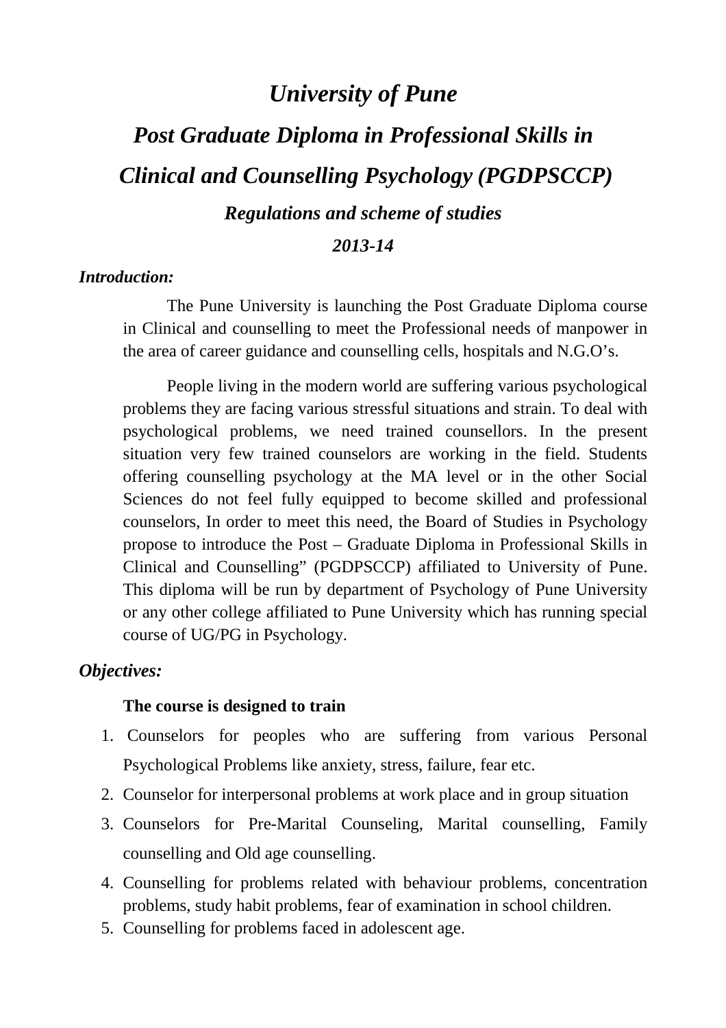# *University of Pune*

## *Post Graduate Diploma in Professional Skills in Clinical and Counselling Psychology (PGDPSCCP)*

### *Regulations and scheme of studies*

### *2013-14*

***Introduction:***

The Pune University is launching the Post Graduate Diploma course in Clinical and counselling to meet the Professional needs of manpower in the area of career guidance and counselling cells, hospitals and N.G.O's.

People living in the modern world are suffering various psychological problems they are facing various stressful situations and strain. To deal with psychological problems, we need trained counsellors. In the present situation very few trained counselors are working in the field. Students offering counselling psychology at the MA level or in the other Social Sciences do not feel fully equipped to become skilled and professional counselors, In order to meet this need, the Board of Studies in Psychology propose to introduce the Post – Graduate Diploma in Professional Skills in Clinical and Counselling" (PGDPSCCP) affiliated to University of Pune. This diploma will be run by department of Psychology of Pune University or any other college affiliated to Pune University which has running special course of UG/PG in Psychology.

***Objectives:***

**The course is designed to train**

1. Counselors for peoples who are suffering from various Personal Psychological Problems like anxiety, stress, failure, fear etc.
2. Counselor for interpersonal problems at work place and in group situation
3. Counselors for Pre-Marital Counseling, Marital counselling, Family counselling and Old age counselling.
4. Counselling for problems related with behaviour problems, concentration problems, study habit problems, fear of examination in school children.
5. Counselling for problems faced in adolescent age.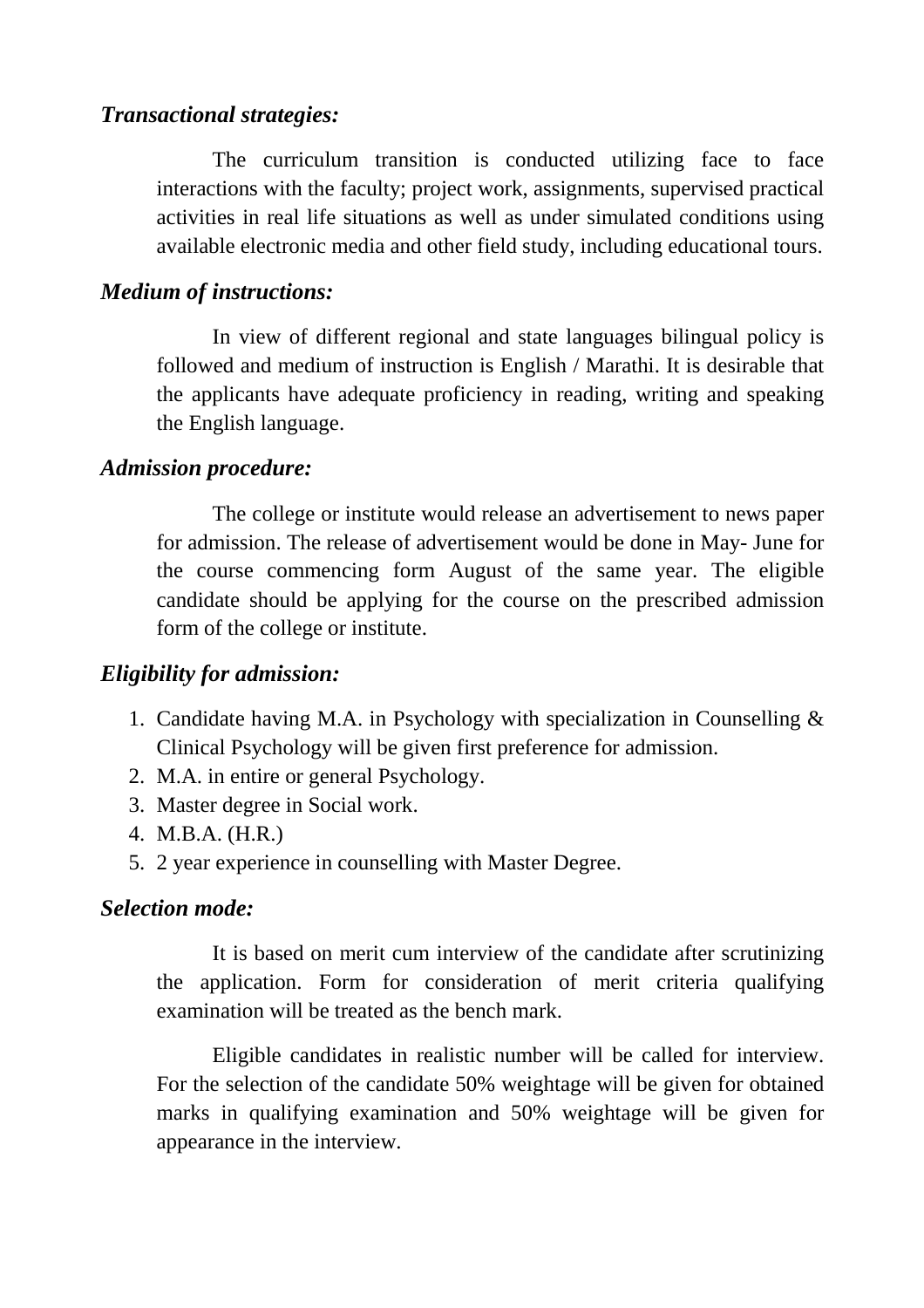***Transactional strategies:***

The curriculum transition is conducted utilizing face to face interactions with the faculty; project work, assignments, supervised practical activities in real life situations as well as under simulated conditions using available electronic media and other field study, including educational tours.

***Medium of instructions:***

In view of different regional and state languages bilingual policy is followed and medium of instruction is English / Marathi. It is desirable that the applicants have adequate proficiency in reading, writing and speaking the English language.

***Admission procedure:***

The college or institute would release an advertisement to news paper for admission. The release of advertisement would be done in May- June for the course commencing form August of the same year. The eligible candidate should be applying for the course on the prescribed admission form of the college or institute.

***Eligibility for admission:***

1. Candidate having M.A. in Psychology with specialization in Counselling & Clinical Psychology will be given first preference for admission.
2. M.A. in entire or general Psychology.
3. Master degree in Social work.
4. M.B.A. (H.R.)
5. 2 year experience in counselling with Master Degree.

***Selection mode:***

It is based on merit cum interview of the candidate after scrutinizing the application. Form for consideration of merit criteria qualifying examination will be treated as the bench mark.

Eligible candidates in realistic number will be called for interview. For the selection of the candidate 50% weightage will be given for obtained marks in qualifying examination and 50% weightage will be given for appearance in the interview.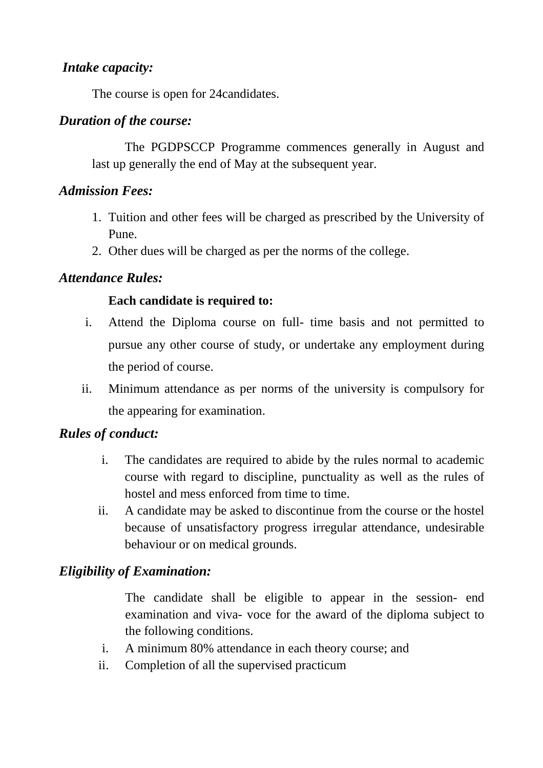***Intake capacity:***

The course is open for 24candidates.

***Duration of the course:***

The PGDPSCCP Programme commences generally in August and last up generally the end of May at the subsequent year.

***Admission Fees:***

1. Tuition and other fees will be charged as prescribed by the University of Pune.
2. Other dues will be charged as per the norms of the college.

***Attendance Rules:***

**Each candidate is required to:**

i. Attend the Diploma course on full- time basis and not permitted to pursue any other course of study, or undertake any employment during the period of course.
ii. Minimum attendance as per norms of the university is compulsory for the appearing for examination.

***Rules of conduct:***

i. The candidates are required to abide by the rules normal to academic course with regard to discipline, punctuality as well as the rules of hostel and mess enforced from time to time.
ii. A candidate may be asked to discontinue from the course or the hostel because of unsatisfactory progress irregular attendance, undesirable behaviour or on medical grounds.

***Eligibility of Examination:***

The candidate shall be eligible to appear in the session- end examination and viva- voce for the award of the diploma subject to the following conditions.

i. A minimum 80% attendance in each theory course; and
ii. Completion of all the supervised practicum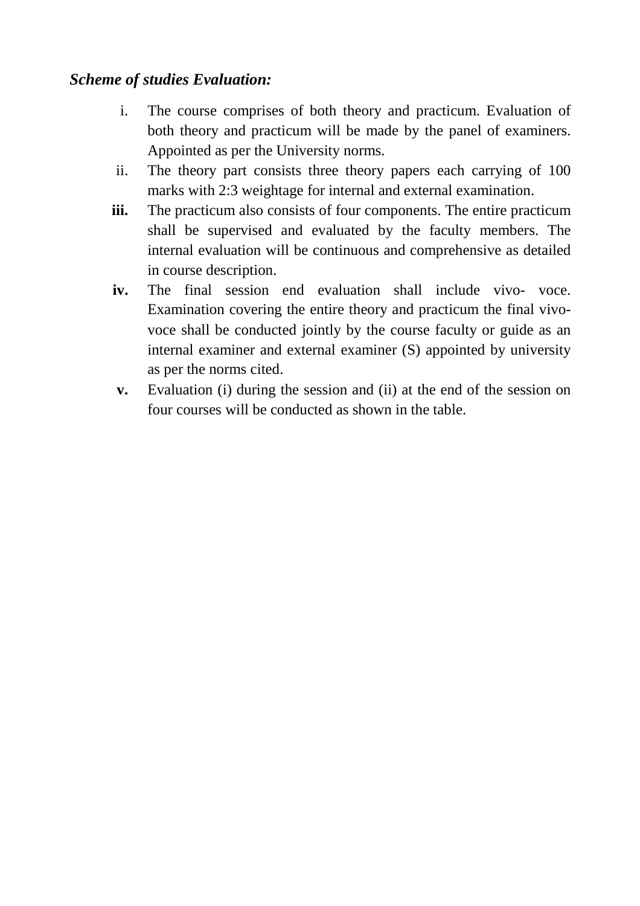***Scheme of studies Evaluation:***

i. The course comprises of both theory and practicum. Evaluation of both theory and practicum will be made by the panel of examiners. Appointed as per the University norms.

ii. The theory part consists three theory papers each carrying of 100 marks with 2:3 weightage for internal and external examination.

**iii.** The practicum also consists of four components. The entire practicum shall be supervised and evaluated by the faculty members. The internal evaluation will be continuous and comprehensive as detailed in course description.

**iv.** The final session end evaluation shall include vivo- voce. Examination covering the entire theory and practicum the final vivo-voce shall be conducted jointly by the course faculty or guide as an internal examiner and external examiner (S) appointed by university as per the norms cited.

**v.** Evaluation (i) during the session and (ii) at the end of the session on four courses will be conducted as shown in the table.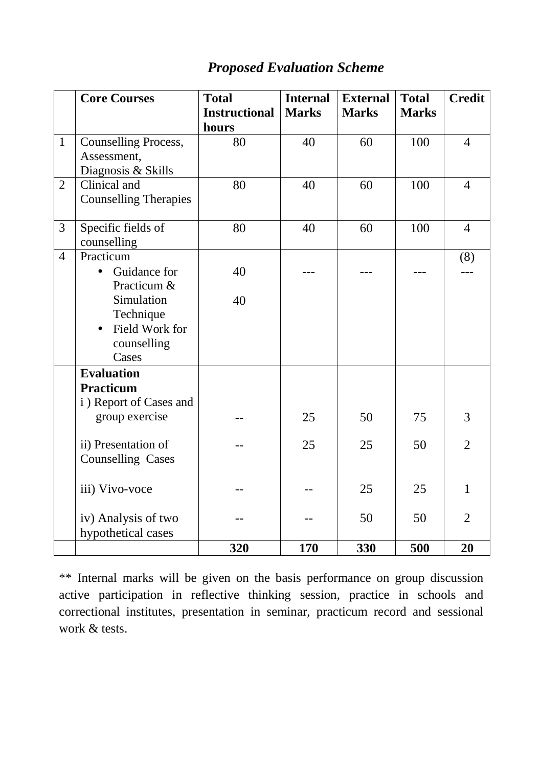## *Proposed Evaluation Scheme*

| | Core Courses | Total Instructional hours | Internal Marks | External Marks | Total Marks | Credit |
|---|---|---|---|---|---|---|
| 1 | Counselling Process, Assessment, Diagnosis & Skills | 80 | 40 | 60 | 100 | 4 |
| 2 | Clinical and Counselling Therapies | 80 | 40 | 60 | 100 | 4 |
| 3 | Specific fields of counselling | 80 | 40 | 60 | 100 | 4 |
| 4 | Practicum<br>• Guidance for Practicum & Simulation Technique<br>• Field Work for counselling Cases | <br>40<br><br>40 | --- | --- | --- | (8)<br>--- |
| | **Evaluation Practicum**<br>i ) Report of Cases and group exercise | -- | 25 | 50 | 75 | 3 |
| | ii) Presentation of Counselling Cases | -- | 25 | 25 | 50 | 2 |
| | iii) Vivo-voce | -- | -- | 25 | 25 | 1 |
| | iv) Analysis of two hypothetical cases | -- | -- | 50 | 50 | 2 |
| | | **320** | **170** | **330** | **500** | **20** |

** Internal marks will be given on the basis performance on group discussion active participation in reflective thinking session, practice in schools and correctional institutes, presentation in seminar, practicum record and sessional work & tests.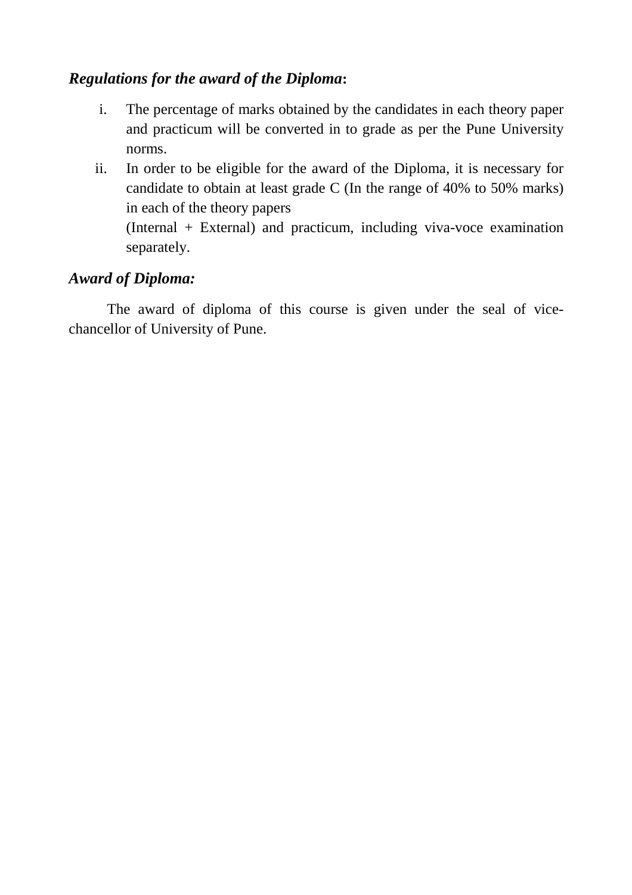***Regulations for the award of the Diploma*:**

i. The percentage of marks obtained by the candidates in each theory paper and practicum will be converted in to grade as per the Pune University norms.
ii. In order to be eligible for the award of the Diploma, it is necessary for candidate to obtain at least grade C (In the range of 40% to 50% marks) in each of the theory papers
   (Internal + External) and practicum, including viva-voce examination separately.

***Award of Diploma:***

The award of diploma of this course is given under the seal of vice-chancellor of University of Pune.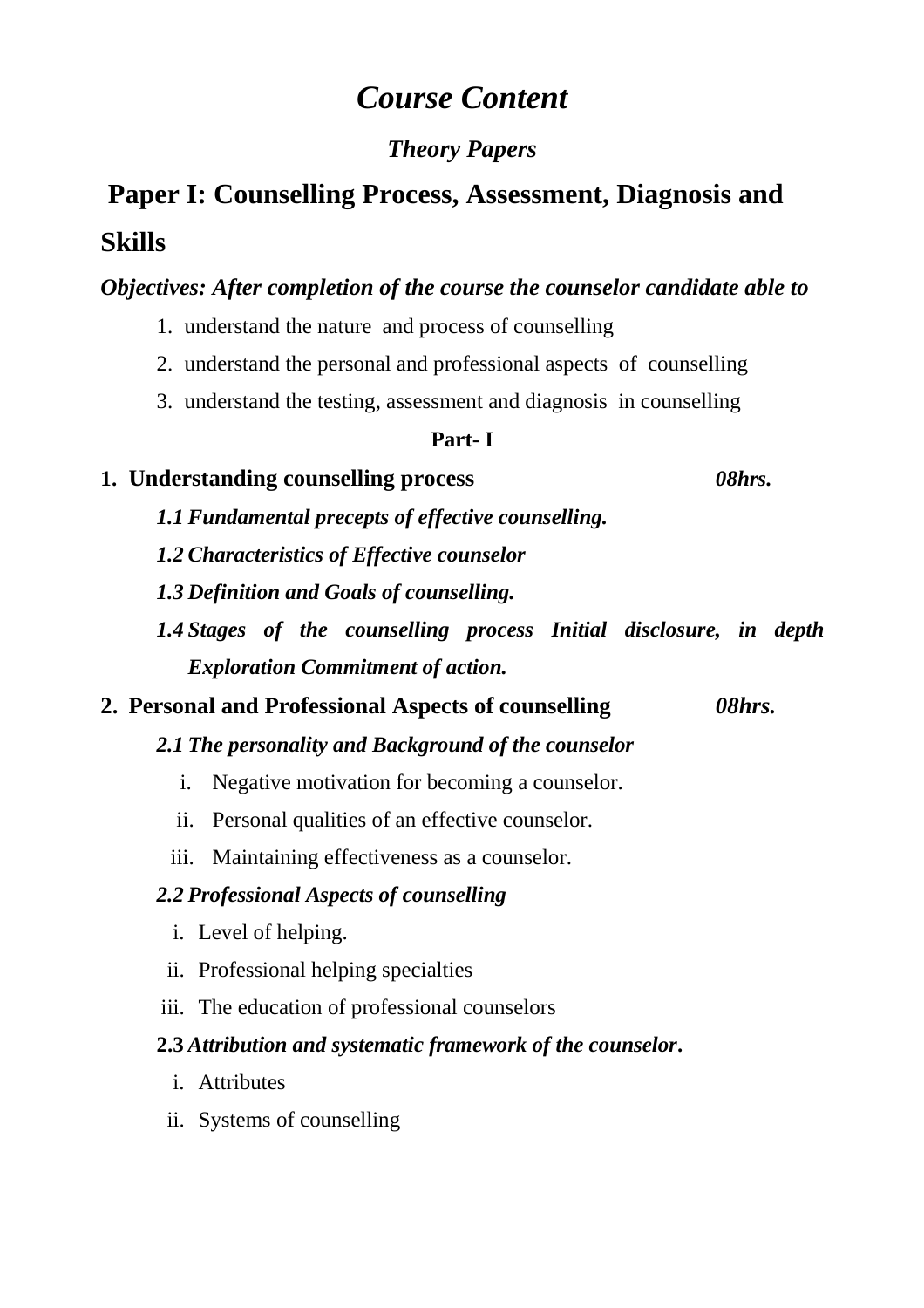# *Course Content*

## *Theory Papers*

## Paper I: Counselling Process, Assessment, Diagnosis and Skills

***Objectives: After completion of the course the counselor candidate able to***

1. understand the nature and process of counselling
2. understand the personal and professional aspects of counselling
3. understand the testing, assessment and diagnosis in counselling

**Part- I**

**1. Understanding counselling process** ***08hrs.***

***1.1 Fundamental precepts of effective counselling.***

***1.2 Characteristics of Effective counselor***

***1.3 Definition and Goals of counselling.***

***1.4 Stages of the counselling process Initial disclosure, in depth Exploration Commitment of action.***

**2. Personal and Professional Aspects of counselling** ***08hrs.***

***2.1 The personality and Background of the counselor***

i. Negative motivation for becoming a counselor.
ii. Personal qualities of an effective counselor.
iii. Maintaining effectiveness as a counselor.

***2.2 Professional Aspects of counselling***

i. Level of helping.
ii. Professional helping specialties
iii. The education of professional counselors

**2.3** ***Attribution and systematic framework of the counselor*.**

i. Attributes
ii. Systems of counselling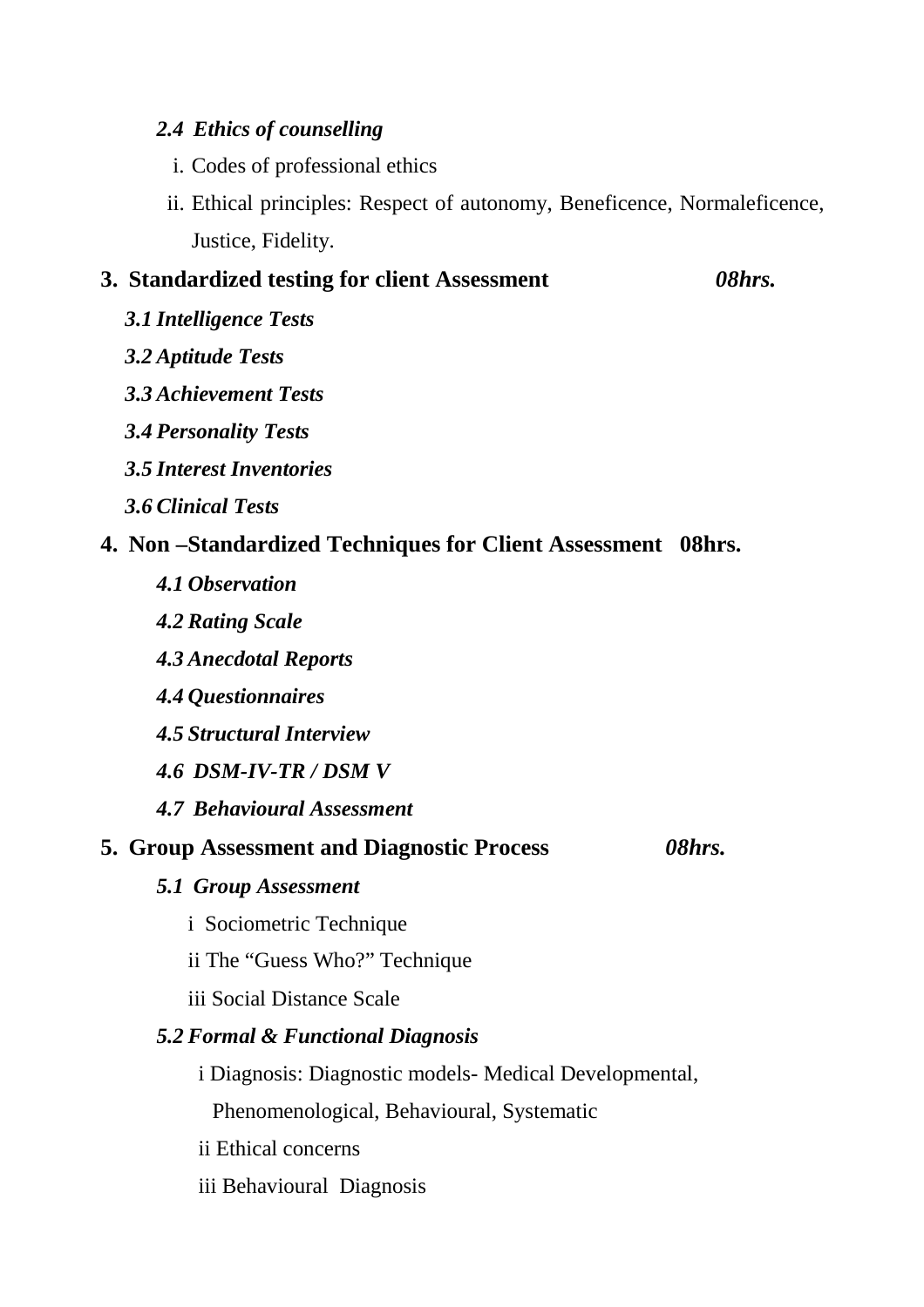***2.4 Ethics of counselling***

i. Codes of professional ethics

ii. Ethical principles: Respect of autonomy, Beneficence, Normaleficence, Justice, Fidelity.

**3. Standardized testing for client Assessment** ***08hrs.***

***3.1 Intelligence Tests***

***3.2 Aptitude Tests***

***3.3 Achievement Tests***

***3.4 Personality Tests***

***3.5 Interest Inventories***

***3.6 Clinical Tests***

**4. Non –Standardized Techniques for Client Assessment 08hrs.**

***4.1 Observation***

***4.2 Rating Scale***

***4.3 Anecdotal Reports***

***4.4 Questionnaires***

***4.5 Structural Interview***

***4.6 DSM-IV-TR / DSM V***

***4.7 Behavioural Assessment***

**5. Group Assessment and Diagnostic Process** ***08hrs.***

***5.1 Group Assessment***

i Sociometric Technique

ii The “Guess Who?” Technique

iii Social Distance Scale

***5.2 Formal & Functional Diagnosis***

i Diagnosis: Diagnostic models- Medical Developmental, Phenomenological, Behavioural, Systematic

ii Ethical concerns

iii Behavioural Diagnosis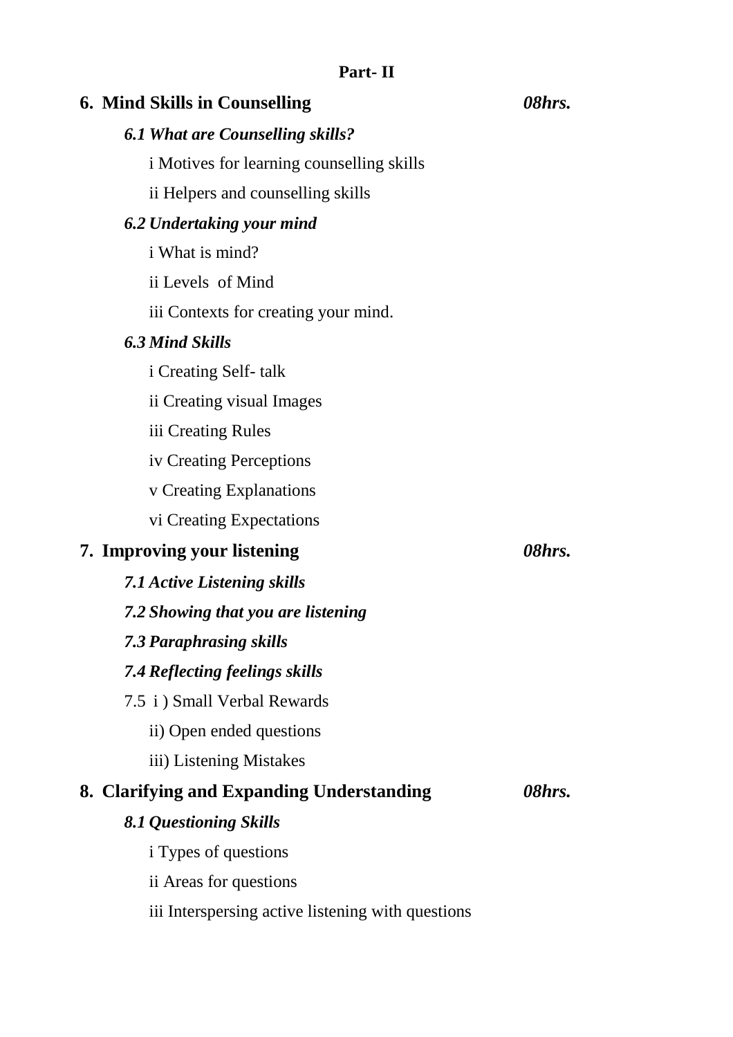## Part- II

### 6. Mind Skills in Counselling *08hrs.*

***6.1 What are Counselling skills?***

i Motives for learning counselling skills

ii Helpers and counselling skills

***6.2 Undertaking your mind***

i What is mind?

ii Levels of Mind

iii Contexts for creating your mind.

***6.3 Mind Skills***

i Creating Self- talk

ii Creating visual Images

iii Creating Rules

iv Creating Perceptions

v Creating Explanations

vi Creating Expectations

### 7. Improving your listening *08hrs.*

***7.1 Active Listening skills***

***7.2 Showing that you are listening***

***7.3 Paraphrasing skills***

***7.4 Reflecting feelings skills***

7.5 i ) Small Verbal Rewards

ii) Open ended questions

iii) Listening Mistakes

### 8. Clarifying and Expanding Understanding *08hrs.*

***8.1 Questioning Skills***

i Types of questions

ii Areas for questions

iii Interspersing active listening with questions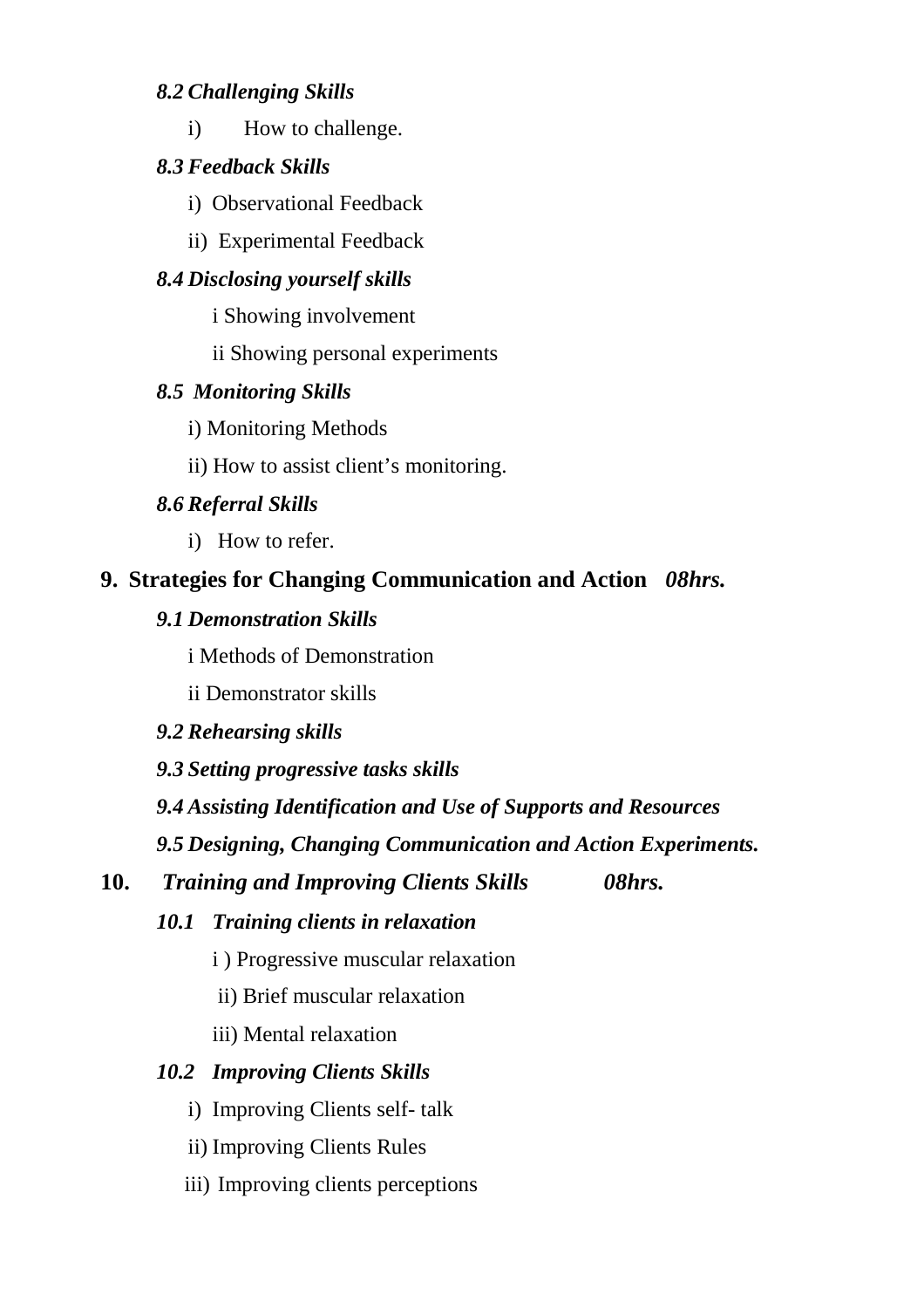### *8.2 Challenging Skills*

i) How to challenge.

### *8.3 Feedback Skills*

i) Observational Feedback

ii) Experimental Feedback

### *8.4 Disclosing yourself skills*

i Showing involvement

ii Showing personal experiments

### *8.5 Monitoring Skills*

i) Monitoring Methods

ii) How to assist client's monitoring.

### *8.6 Referral Skills*

i) How to refer.

## 9. Strategies for Changing Communication and Action *08hrs.*

### *9.1 Demonstration Skills*

i Methods of Demonstration

ii Demonstrator skills

### *9.2 Rehearsing skills*

### *9.3 Setting progressive tasks skills*

### *9.4 Assisting Identification and Use of Supports and Resources*

### *9.5 Designing, Changing Communication and Action Experiments.*

## 10. *Training and Improving Clients Skills* *08hrs.*

### *10.1 Training clients in relaxation*

i ) Progressive muscular relaxation

ii) Brief muscular relaxation

iii) Mental relaxation

### *10.2 Improving Clients Skills*

i) Improving Clients self- talk

ii) Improving Clients Rules

iii) Improving clients perceptions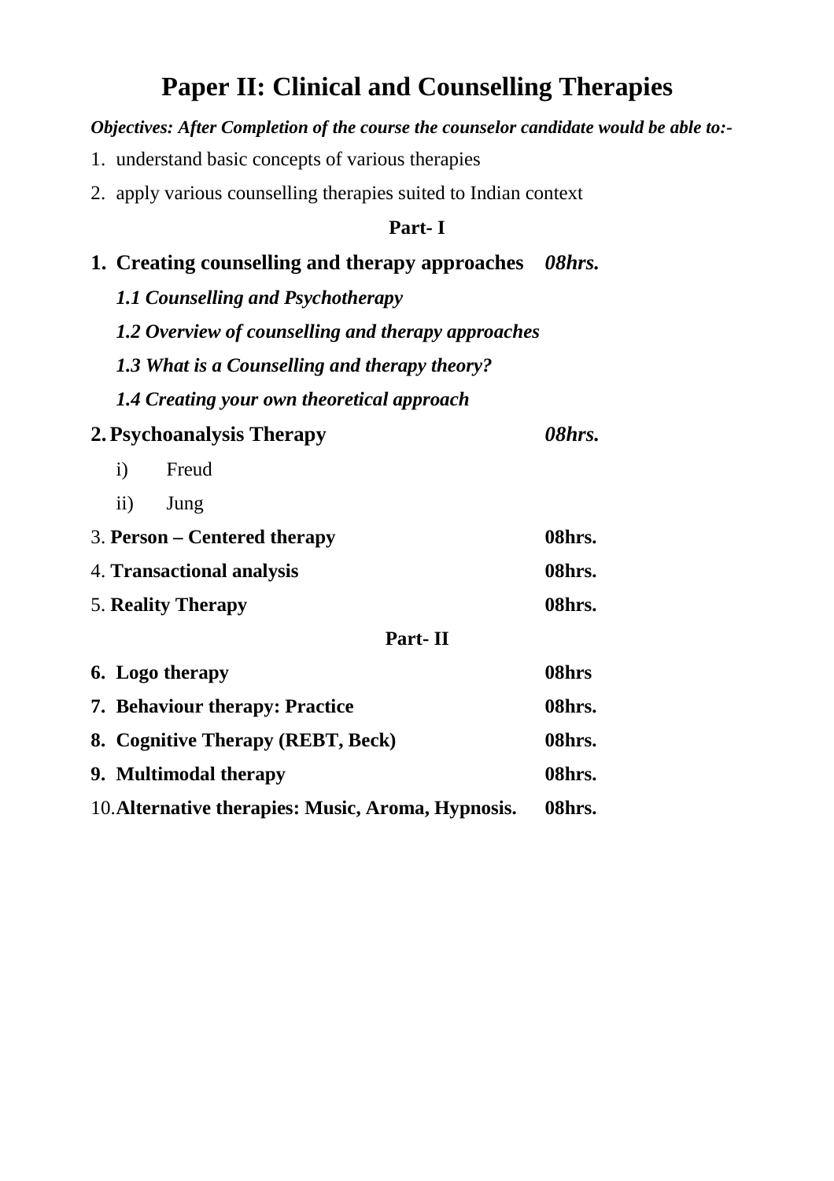# Paper II: Clinical and Counselling Therapies

***Objectives: After Completion of the course the counselor candidate would be able to:-***

1. understand basic concepts of various therapies
2. apply various counselling therapies suited to Indian context

**Part- I**

1. **Creating counselling and therapy approaches** ***08hrs.***
   - ***1.1 Counselling and Psychotherapy***
   - ***1.2 Overview of counselling and therapy approaches***
   - ***1.3 What is a Counselling and therapy theory?***
   - ***1.4 Creating your own theoretical approach***
2. **Psychoanalysis Therapy** ***08hrs.***
   - i) Freud
   - ii) Jung
3. **Person – Centered therapy** **08hrs.**
4. **Transactional analysis** **08hrs.**
5. **Reality Therapy** **08hrs.**

**Part- II**

6. **Logo therapy** **08hrs**
7. **Behaviour therapy: Practice** **08hrs.**
8. **Cognitive Therapy (REBT, Beck)** **08hrs.**
9. **Multimodal therapy** **08hrs.**
10. **Alternative therapies: Music, Aroma, Hypnosis.** **08hrs.**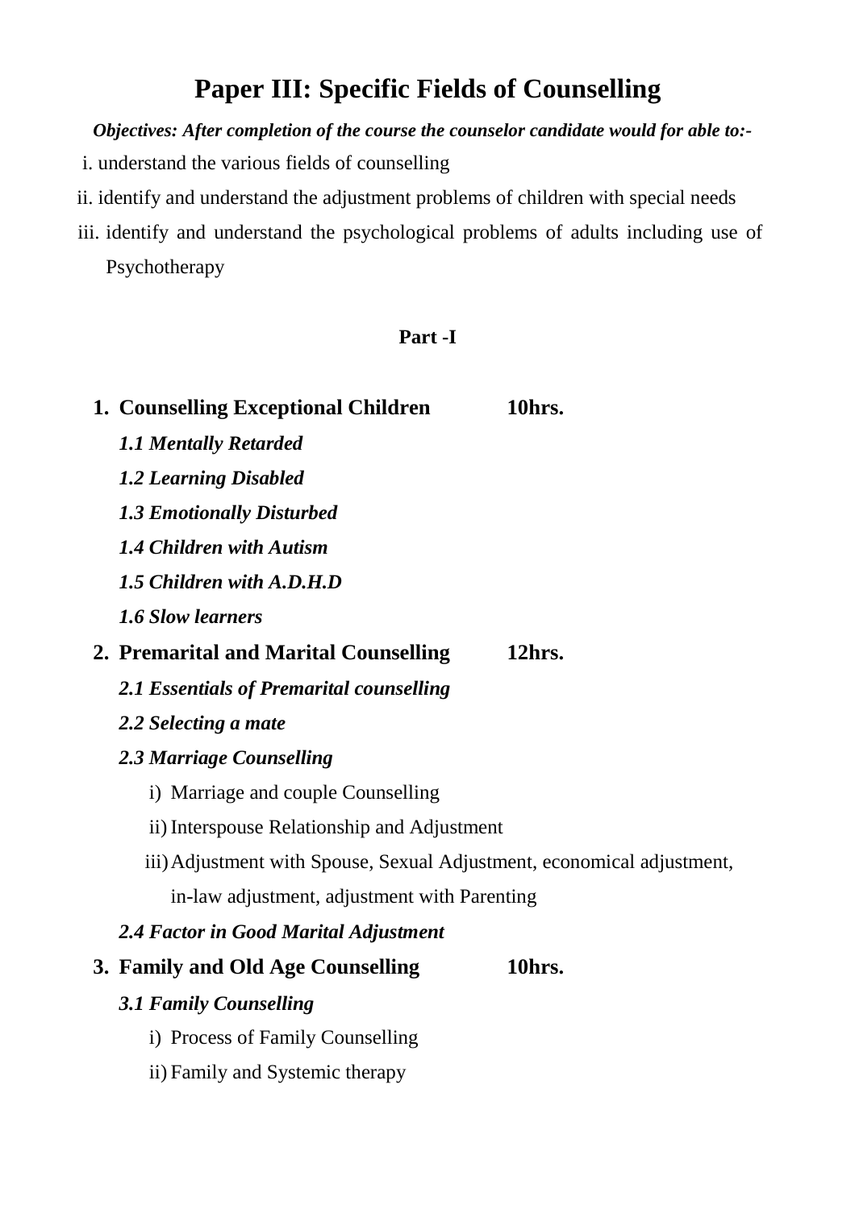# Paper III: Specific Fields of Counselling

***Objectives: After completion of the course the counselor candidate would for able to:-***

i. understand the various fields of counselling

ii. identify and understand the adjustment problems of children with special needs

iii. identify and understand the psychological problems of adults including use of Psychotherapy

## Part -I

1. **Counselling Exceptional Children 10hrs.**
   - ***1.1 Mentally Retarded***
   - ***1.2 Learning Disabled***
   - ***1.3 Emotionally Disturbed***
   - ***1.4 Children with Autism***
   - ***1.5 Children with A.D.H.D***
   - ***1.6 Slow learners***
2. **Premarital and Marital Counselling 12hrs.**
   - ***2.1 Essentials of Premarital counselling***
   - ***2.2 Selecting a mate***
   - ***2.3 Marriage Counselling***
     - i) Marriage and couple Counselling
     - ii) Interspouse Relationship and Adjustment
     - iii) Adjustment with Spouse, Sexual Adjustment, economical adjustment, in-law adjustment, adjustment with Parenting
   - ***2.4 Factor in Good Marital Adjustment***
3. **Family and Old Age Counselling 10hrs.**
   - ***3.1 Family Counselling***
     - i) Process of Family Counselling
     - ii) Family and Systemic therapy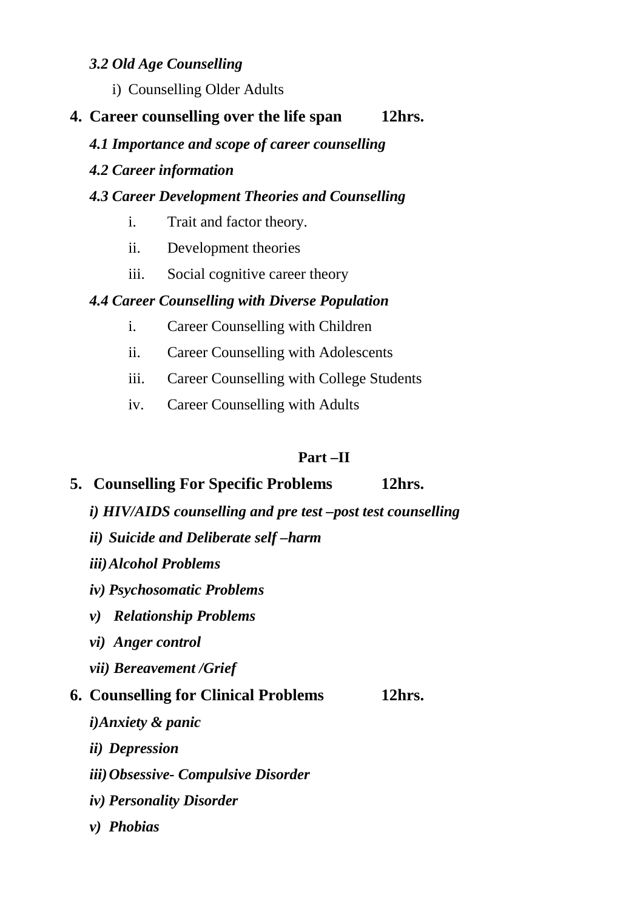*3.2 Old Age Counselling*

i) Counselling Older Adults

**4. Career counselling over the life span 12hrs.**

***4.1 Importance and scope of career counselling***

***4.2 Career information***

***4.3 Career Development Theories and Counselling***

i. Trait and factor theory.

ii. Development theories

iii. Social cognitive career theory

***4.4 Career Counselling with Diverse Population***

i. Career Counselling with Children

ii. Career Counselling with Adolescents

iii. Career Counselling with College Students

iv. Career Counselling with Adults

**Part –II**

**5. Counselling For Specific Problems 12hrs.**

***i) HIV/AIDS counselling and pre test –post test counselling***

***ii) Suicide and Deliberate self –harm***

***iii) Alcohol Problems***

***iv) Psychosomatic Problems***

***v) Relationship Problems***

***vi) Anger control***

***vii) Bereavement /Grief***

**6. Counselling for Clinical Problems 12hrs.**

***i) Anxiety & panic***

***ii) Depression***

***iii) Obsessive- Compulsive Disorder***

***iv) Personality Disorder***

***v) Phobias***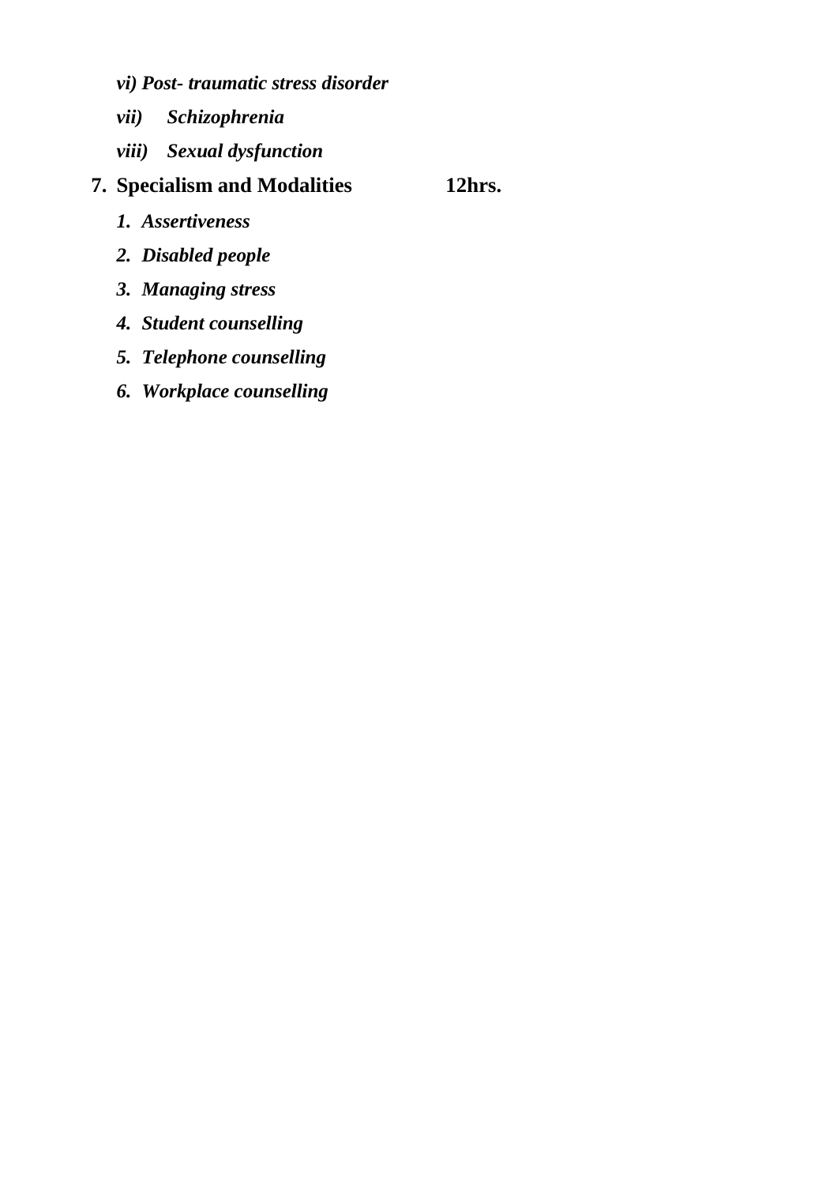*vi) Post- traumatic stress disorder*

*vii) Schizophrenia*

*viii) Sexual dysfunction*

**7. Specialism and Modalities 12hrs.**

1. ***Assertiveness***
2. ***Disabled people***
3. ***Managing stress***
4. ***Student counselling***
5. ***Telephone counselling***
6. ***Workplace counselling***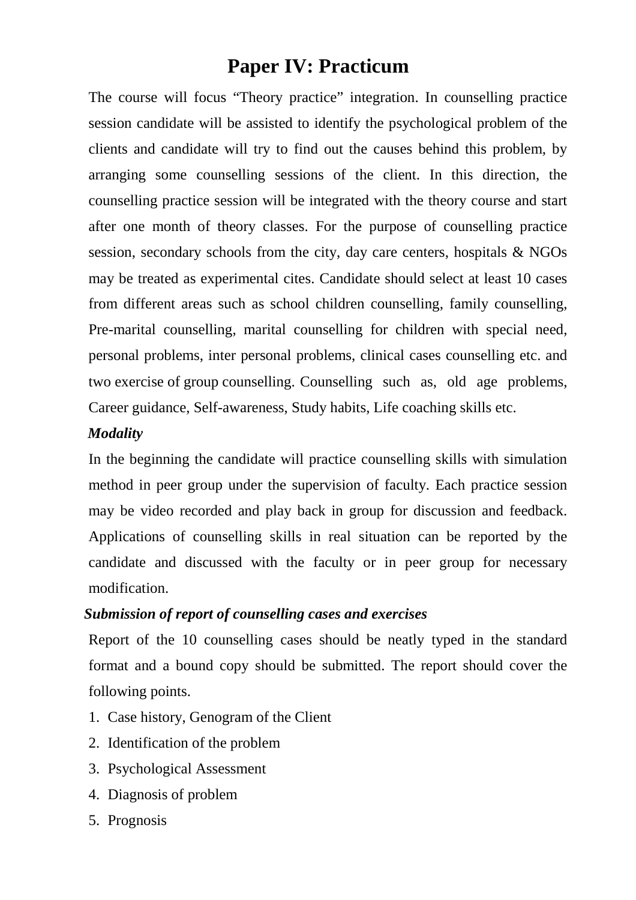# Paper IV: Practicum

The course will focus "Theory practice" integration. In counselling practice session candidate will be assisted to identify the psychological problem of the clients and candidate will try to find out the causes behind this problem, by arranging some counselling sessions of the client. In this direction, the counselling practice session will be integrated with the theory course and start after one month of theory classes. For the purpose of counselling practice session, secondary schools from the city, day care centers, hospitals & NGOs may be treated as experimental cites. Candidate should select at least 10 cases from different areas such as school children counselling, family counselling, Pre-marital counselling, marital counselling for children with special need, personal problems, inter personal problems, clinical cases counselling etc. and two exercise of group counselling. Counselling such as, old age problems, Career guidance, Self-awareness, Study habits, Life coaching skills etc.

***Modality***

In the beginning the candidate will practice counselling skills with simulation method in peer group under the supervision of faculty. Each practice session may be video recorded and play back in group for discussion and feedback. Applications of counselling skills in real situation can be reported by the candidate and discussed with the faculty or in peer group for necessary modification.

***Submission of report of counselling cases and exercises***

Report of the 10 counselling cases should be neatly typed in the standard format and a bound copy should be submitted. The report should cover the following points.

1. Case history, Genogram of the Client
2. Identification of the problem
3. Psychological Assessment
4. Diagnosis of problem
5. Prognosis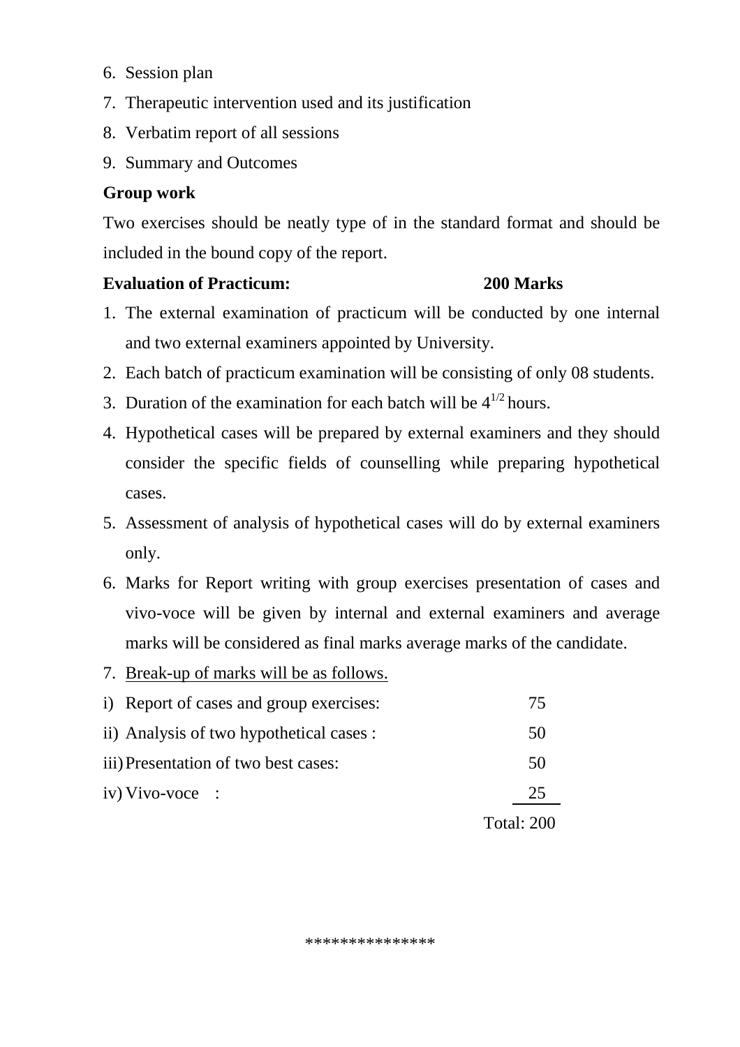6. Session plan
7. Therapeutic intervention used and its justification
8. Verbatim report of all sessions
9. Summary and Outcomes

**Group work**

Two exercises should be neatly type of in the standard format and should be included in the bound copy of the report.

**Evaluation of Practicum: 200 Marks**

1. The external examination of practicum will be conducted by one internal and two external examiners appointed by University.
2. Each batch of practicum examination will be consisting of only 08 students.
3. Duration of the examination for each batch will be $4^{1/2}$ hours.
4. Hypothetical cases will be prepared by external examiners and they should consider the specific fields of counselling while preparing hypothetical cases.
5. Assessment of analysis of hypothetical cases will do by external examiners only.
6. Marks for Report writing with group exercises presentation of cases and vivo-voce will be given by internal and external examiners and average marks will be considered as final marks average marks of the candidate.
7. <u>Break-up of marks will be as follows.</u>

| | |
|---|---|
| i) Report of cases and group exercises: | 75 |
| ii) Analysis of two hypothetical cases : | 50 |
| iii) Presentation of two best cases: | 50 |
| iv) Vivo-voce : | 25 |
| | Total: 200 |

***************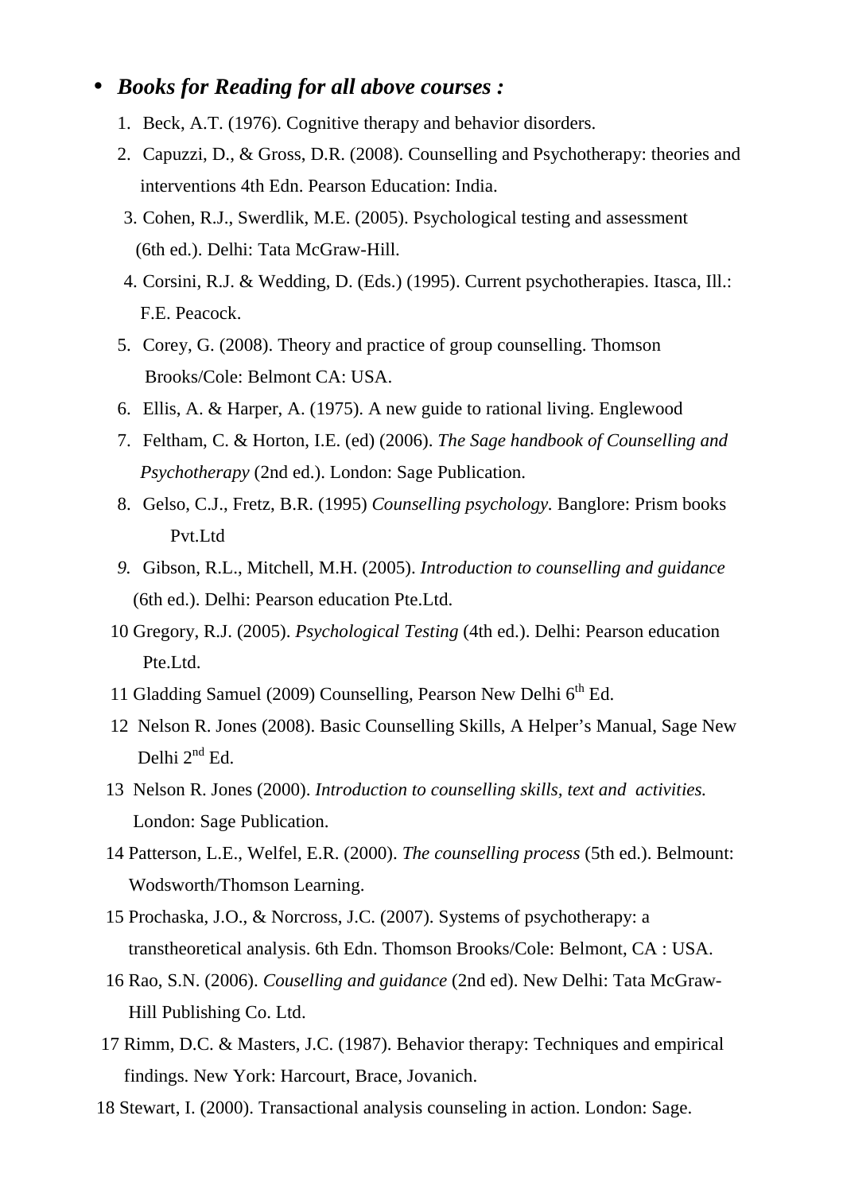- ***Books for Reading for all above courses :***

1. Beck, A.T. (1976). Cognitive therapy and behavior disorders.
2. Capuzzi, D., & Gross, D.R. (2008). Counselling and Psychotherapy: theories and interventions 4th Edn. Pearson Education: India.
3. Cohen, R.J., Swerdlik, M.E. (2005). Psychological testing and assessment (6th ed.). Delhi: Tata McGraw-Hill.
4. Corsini, R.J. & Wedding, D. (Eds.) (1995). Current psychotherapies. Itasca, Ill.: F.E. Peacock.
5. Corey, G. (2008). Theory and practice of group counselling. Thomson Brooks/Cole: Belmont CA: USA.
6. Ellis, A. & Harper, A. (1975). A new guide to rational living. Englewood
7. Feltham, C. & Horton, I.E. (ed) (2006). *The Sage handbook of Counselling and Psychotherapy* (2nd ed.). London: Sage Publication.
8. Gelso, C.J., Fretz, B.R. (1995) *Counselling psychology.* Banglore: Prism books Pvt.Ltd
9. Gibson, R.L., Mitchell, M.H. (2005). *Introduction to counselling and guidance* (6th ed.). Delhi: Pearson education Pte.Ltd.
10. Gregory, R.J. (2005). *Psychological Testing* (4th ed.). Delhi: Pearson education Pte.Ltd.
11. Gladding Samuel (2009) Counselling, Pearson New Delhi 6th Ed.
12. Nelson R. Jones (2008). Basic Counselling Skills, A Helper's Manual, Sage New Delhi 2nd Ed.
13. Nelson R. Jones (2000). *Introduction to counselling skills, text and activities.* London: Sage Publication.
14. Patterson, L.E., Welfel, E.R. (2000). *The counselling process* (5th ed.). Belmount: Wodsworth/Thomson Learning.
15. Prochaska, J.O., & Norcross, J.C. (2007). Systems of psychotherapy: a transtheoretical analysis. 6th Edn. Thomson Brooks/Cole: Belmont, CA : USA.
16. Rao, S.N. (2006). *Couselling and guidance* (2nd ed). New Delhi: Tata McGraw-Hill Publishing Co. Ltd.
17. Rimm, D.C. & Masters, J.C. (1987). Behavior therapy: Techniques and empirical findings. New York: Harcourt, Brace, Jovanich.
18. Stewart, I. (2000). Transactional analysis counseling in action. London: Sage.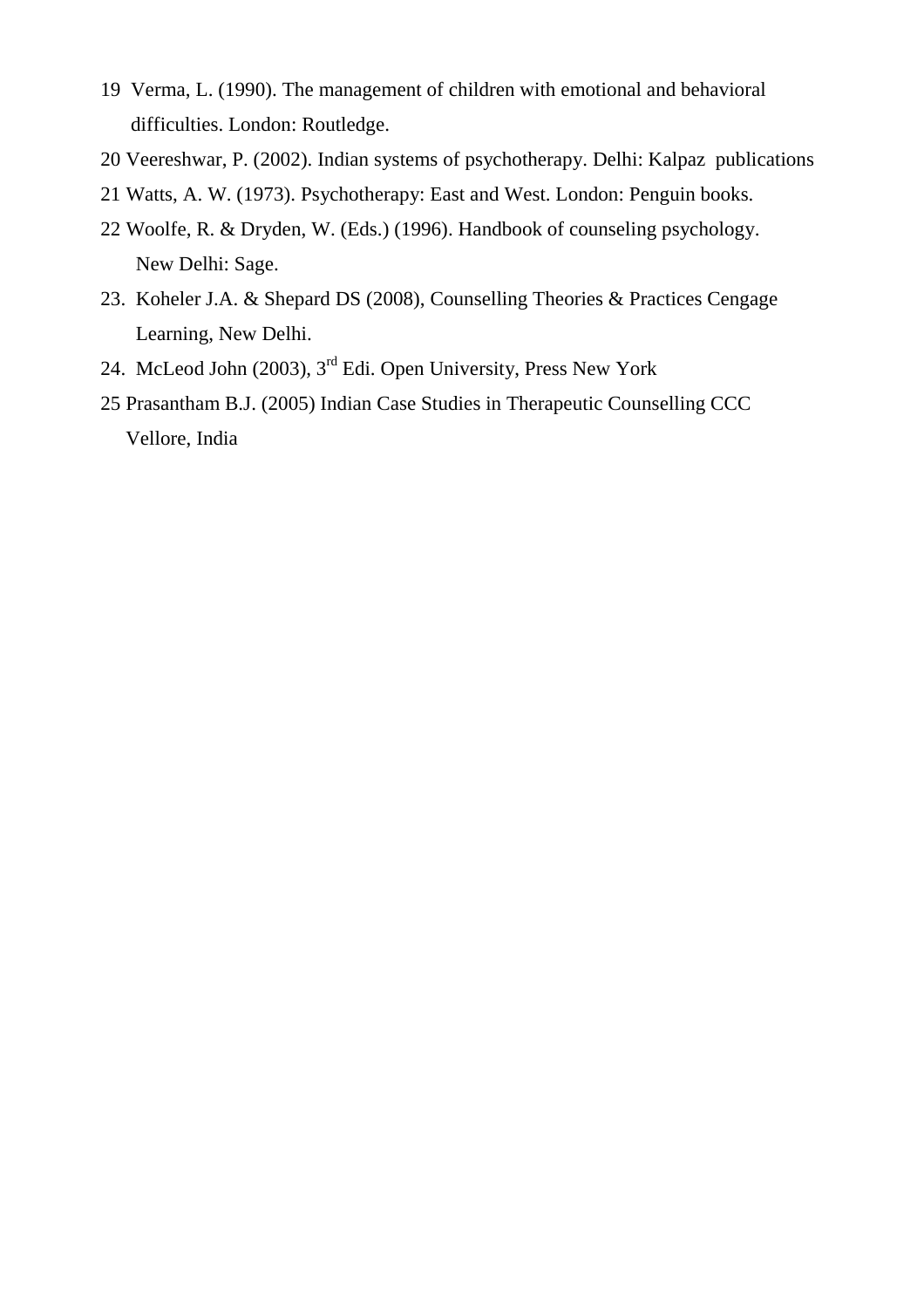19 Verma, L. (1990). The management of children with emotional and behavioral difficulties. London: Routledge.

20 Veereshwar, P. (2002). Indian systems of psychotherapy. Delhi: Kalpaz publications

21 Watts, A. W. (1973). Psychotherapy: East and West. London: Penguin books.

22 Woolfe, R. & Dryden, W. (Eds.) (1996). Handbook of counseling psychology. New Delhi: Sage.

23. Koheler J.A. & Shepard DS (2008), Counselling Theories & Practices Cengage Learning, New Delhi.

24. McLeod John (2003), 3rd Edi. Open University, Press New York

25 Prasantham B.J. (2005) Indian Case Studies in Therapeutic Counselling CCC Vellore, India